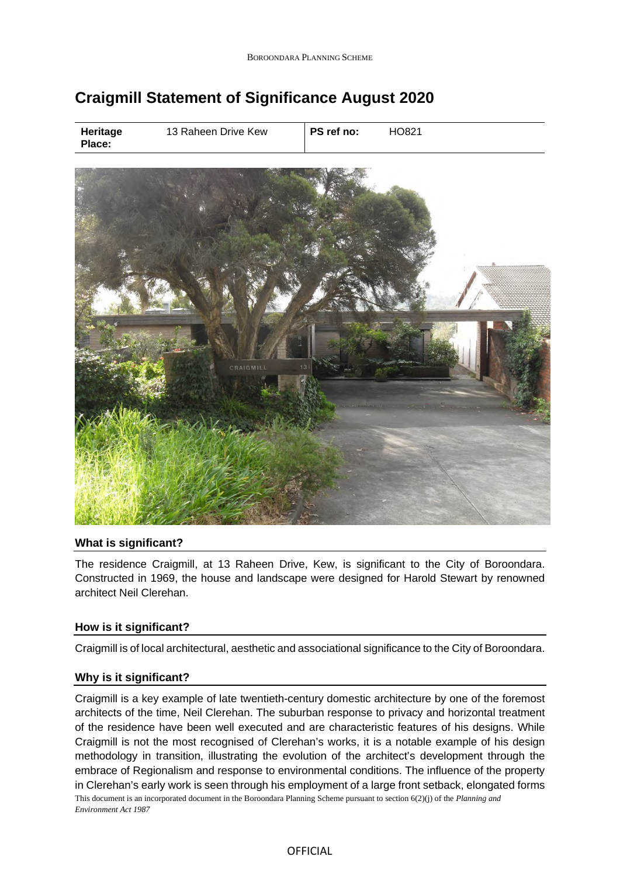# Craigmill Statement of Significance August 2020

| Heritage Place: | 13 Raheen Drive Kew | PS ref no: | HO821 |
|---|---|---|---|

## What is significant?

The residence Craigmill, at 13 Raheen Drive, Kew, is significant to the City of Boroondara. Constructed in 1969, the house and landscape were designed for Harold Stewart by renowned architect Neil Clerehan.

## How is it significant?

Craigmill is of local architectural, aesthetic and associational significance to the City of Boroondara.

## Why is it significant?

Craigmill is a key example of late twentieth-century domestic architecture by one of the foremost architects of the time, Neil Clerehan. The suburban response to privacy and horizontal treatment of the residence have been well executed and are characteristic features of his designs. While Craigmill is not the most recognised of Clerehan's works, it is a notable example of his design methodology in transition, illustrating the evolution of the architect's development through the embrace of Regionalism and response to environmental conditions. The influence of the property in Clerehan's early work is seen through his employment of a large front setback, elongated forms

This document is an incorporated document in the Boroondara Planning Scheme pursuant to section 6(2)(j) of the *Planning and Environment Act 1987*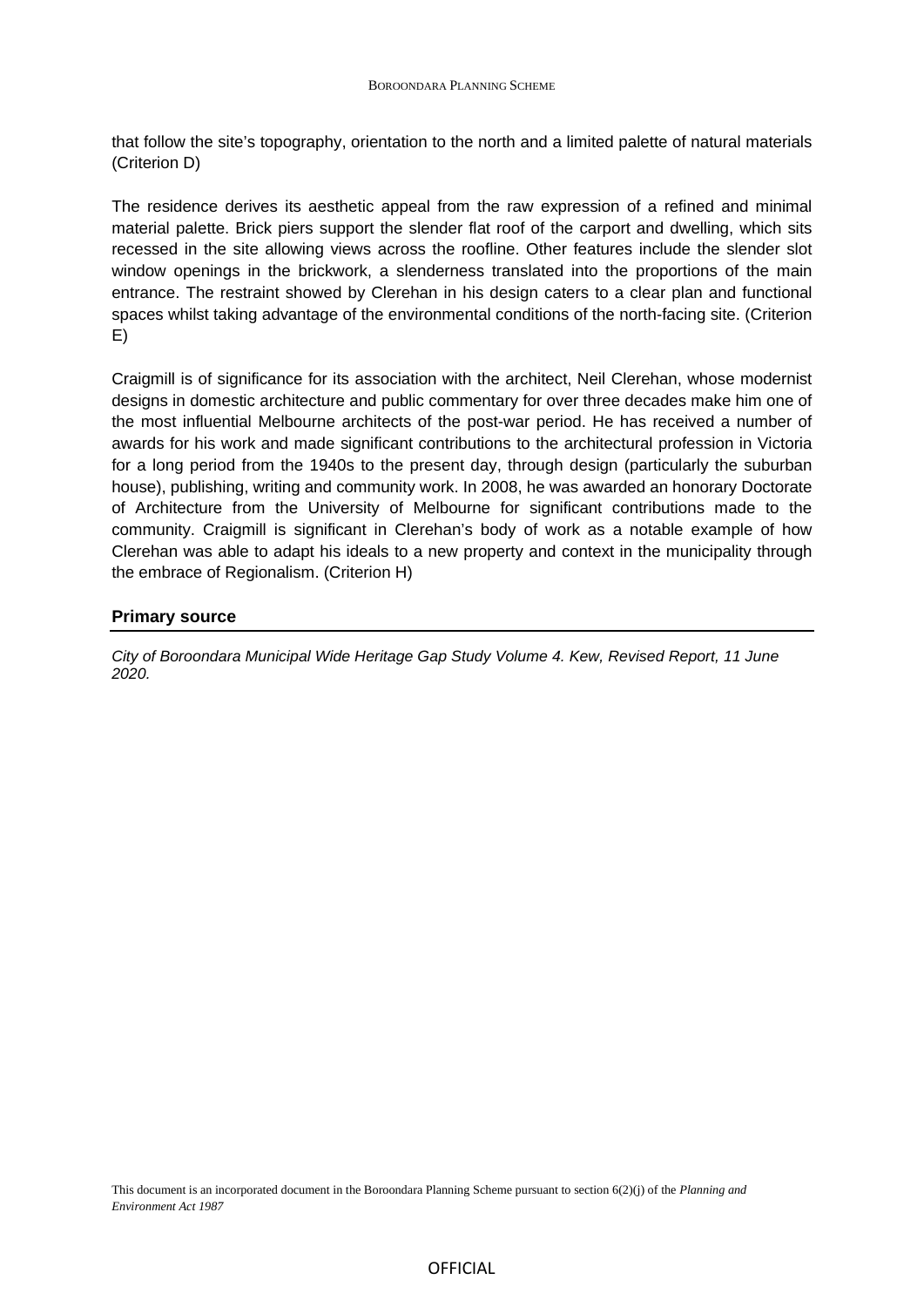that follow the site's topography, orientation to the north and a limited palette of natural materials (Criterion D)

The residence derives its aesthetic appeal from the raw expression of a refined and minimal material palette. Brick piers support the slender flat roof of the carport and dwelling, which sits recessed in the site allowing views across the roofline. Other features include the slender slot window openings in the brickwork, a slenderness translated into the proportions of the main entrance. The restraint showed by Clerehan in his design caters to a clear plan and functional spaces whilst taking advantage of the environmental conditions of the north-facing site. (Criterion E)

Craigmill is of significance for its association with the architect, Neil Clerehan, whose modernist designs in domestic architecture and public commentary for over three decades make him one of the most influential Melbourne architects of the post-war period. He has received a number of awards for his work and made significant contributions to the architectural profession in Victoria for a long period from the 1940s to the present day, through design (particularly the suburban house), publishing, writing and community work. In 2008, he was awarded an honorary Doctorate of Architecture from the University of Melbourne for significant contributions made to the community. Craigmill is significant in Clerehan's body of work as a notable example of how Clerehan was able to adapt his ideals to a new property and context in the municipality through the embrace of Regionalism. (Criterion H)

## Primary source

*City of Boroondara Municipal Wide Heritage Gap Study Volume 4. Kew, Revised Report, 11 June 2020.*

This document is an incorporated document in the Boroondara Planning Scheme pursuant to section 6(2)(j) of the *Planning and Environment Act 1987*